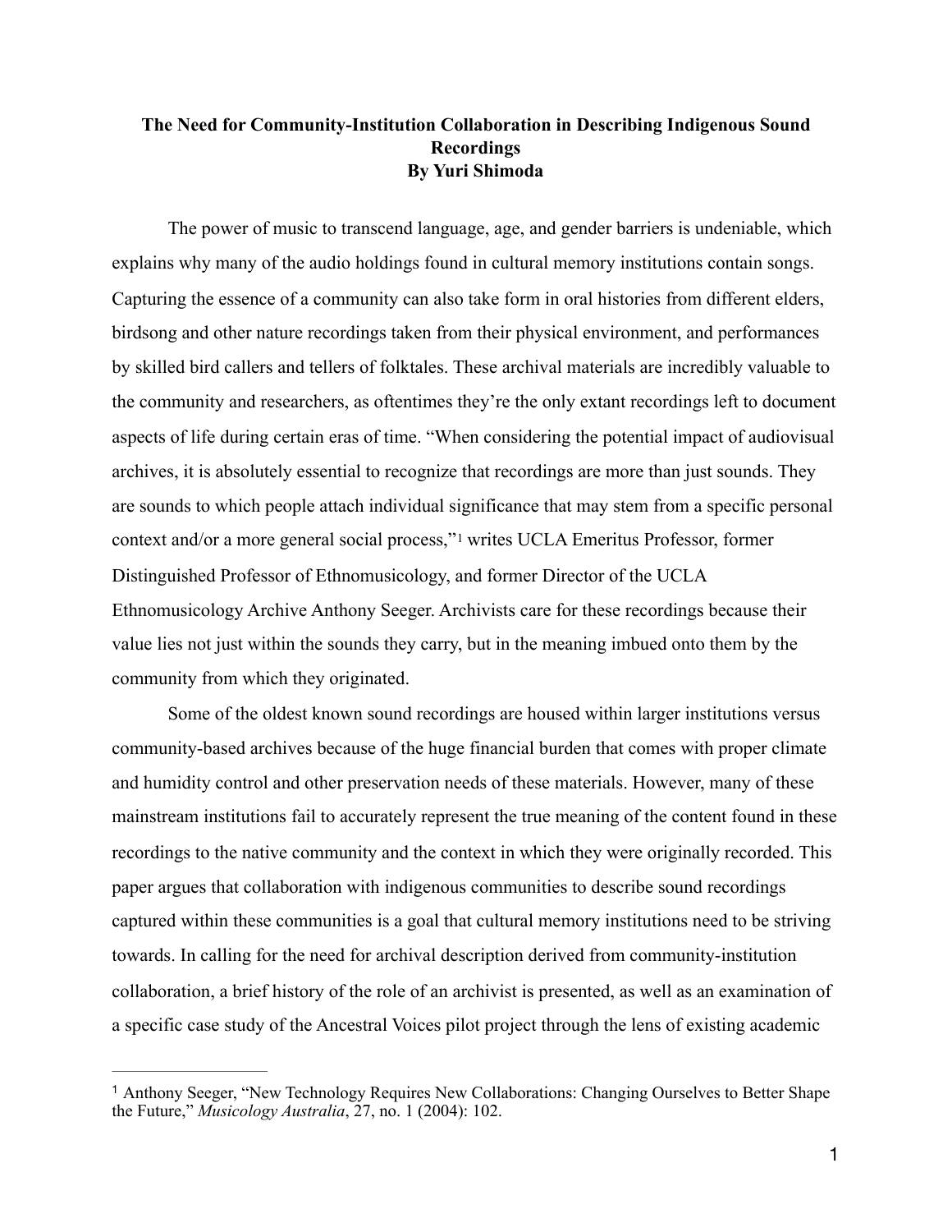**The Need for Community-Institution Collaboration in Describing Indigenous Sound Recordings**
**By Yuri Shimoda**

The power of music to transcend language, age, and gender barriers is undeniable, which explains why many of the audio holdings found in cultural memory institutions contain songs. Capturing the essence of a community can also take form in oral histories from different elders, birdsong and other nature recordings taken from their physical environment, and performances by skilled bird callers and tellers of folktales. These archival materials are incredibly valuable to the community and researchers, as oftentimes they're the only extant recordings left to document aspects of life during certain eras of time. "When considering the potential impact of audiovisual archives, it is absolutely essential to recognize that recordings are more than just sounds. They are sounds to which people attach individual significance that may stem from a specific personal context and/or a more general social process,"[1] writes UCLA Emeritus Professor, former Distinguished Professor of Ethnomusicology, and former Director of the UCLA Ethnomusicology Archive Anthony Seeger. Archivists care for these recordings because their value lies not just within the sounds they carry, but in the meaning imbued onto them by the community from which they originated.

Some of the oldest known sound recordings are housed within larger institutions versus community-based archives because of the huge financial burden that comes with proper climate and humidity control and other preservation needs of these materials. However, many of these mainstream institutions fail to accurately represent the true meaning of the content found in these recordings to the native community and the context in which they were originally recorded. This paper argues that collaboration with indigenous communities to describe sound recordings captured within these communities is a goal that cultural memory institutions need to be striving towards. In calling for the need for archival description derived from community-institution collaboration, a brief history of the role of an archivist is presented, as well as an examination of a specific case study of the Ancestral Voices pilot project through the lens of existing academic

---

[1] Anthony Seeger, "New Technology Requires New Collaborations: Changing Ourselves to Better Shape the Future," *Musicology Australia*, 27, no. 1 (2004): 102.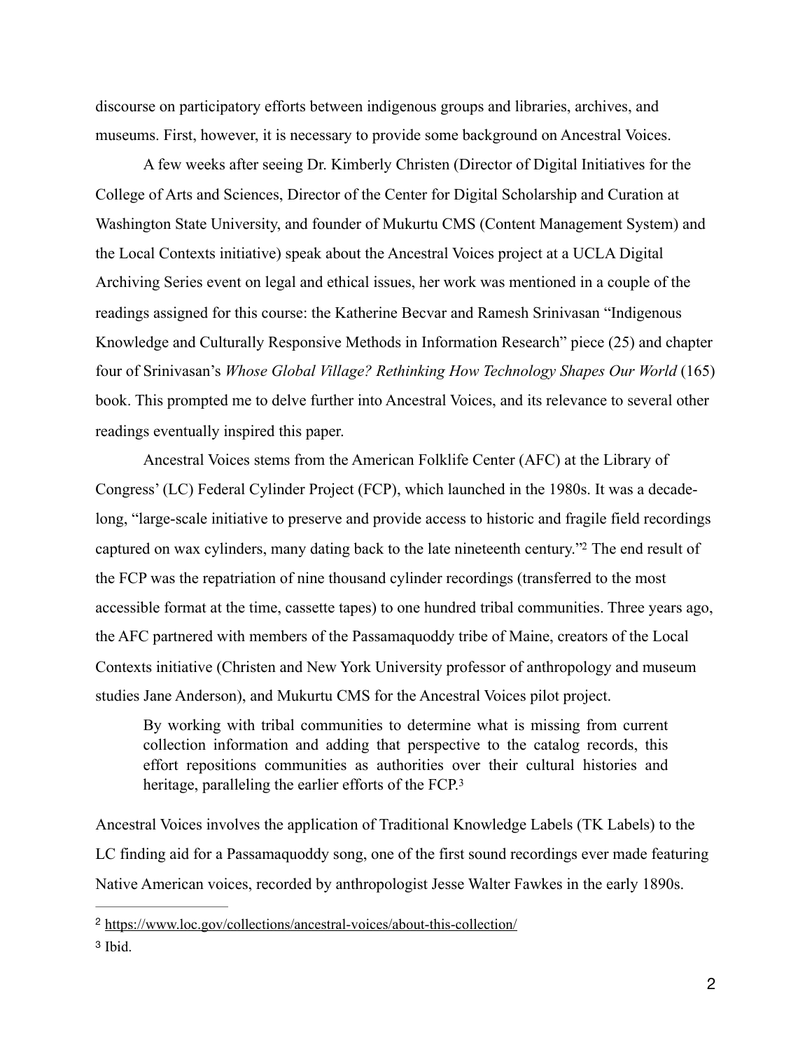discourse on participatory efforts between indigenous groups and libraries, archives, and museums. First, however, it is necessary to provide some background on Ancestral Voices.

A few weeks after seeing Dr. Kimberly Christen (Director of Digital Initiatives for the College of Arts and Sciences, Director of the Center for Digital Scholarship and Curation at Washington State University, and founder of Mukurtu CMS (Content Management System) and the Local Contexts initiative) speak about the Ancestral Voices project at a UCLA Digital Archiving Series event on legal and ethical issues, her work was mentioned in a couple of the readings assigned for this course: the Katherine Becvar and Ramesh Srinivasan "Indigenous Knowledge and Culturally Responsive Methods in Information Research" piece (25) and chapter four of Srinivasan's *Whose Global Village? Rethinking How Technology Shapes Our World* (165) book. This prompted me to delve further into Ancestral Voices, and its relevance to several other readings eventually inspired this paper.

Ancestral Voices stems from the American Folklife Center (AFC) at the Library of Congress' (LC) Federal Cylinder Project (FCP), which launched in the 1980s. It was a decade-long, "large-scale initiative to preserve and provide access to historic and fragile field recordings captured on wax cylinders, many dating back to the late nineteenth century."[2] The end result of the FCP was the repatriation of nine thousand cylinder recordings (transferred to the most accessible format at the time, cassette tapes) to one hundred tribal communities. Three years ago, the AFC partnered with members of the Passamaquoddy tribe of Maine, creators of the Local Contexts initiative (Christen and New York University professor of anthropology and museum studies Jane Anderson), and Mukurtu CMS for the Ancestral Voices pilot project.

> By working with tribal communities to determine what is missing from current collection information and adding that perspective to the catalog records, this effort repositions communities as authorities over their cultural histories and heritage, paralleling the earlier efforts of the FCP.[3]

Ancestral Voices involves the application of Traditional Knowledge Labels (TK Labels) to the LC finding aid for a Passamaquoddy song, one of the first sound recordings ever made featuring Native American voices, recorded by anthropologist Jesse Walter Fawkes in the early 1890s.

---

[2] https://www.loc.gov/collections/ancestral-voices/about-this-collection/

[3] Ibid.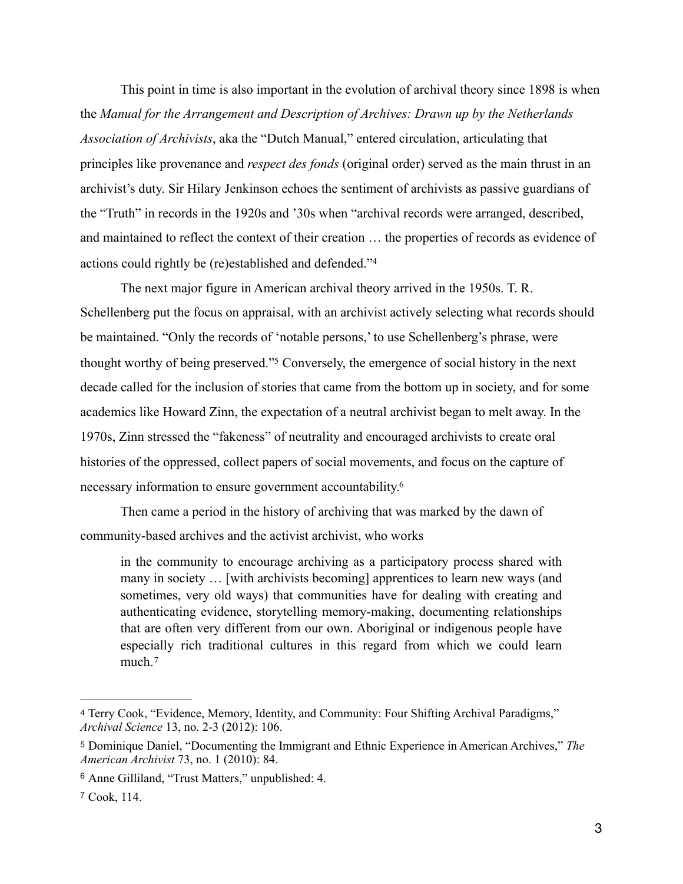This point in time is also important in the evolution of archival theory since 1898 is when the *Manual for the Arrangement and Description of Archives: Drawn up by the Netherlands Association of Archivists*, aka the "Dutch Manual," entered circulation, articulating that principles like provenance and *respect des fonds* (original order) served as the main thrust in an archivist's duty. Sir Hilary Jenkinson echoes the sentiment of archivists as passive guardians of the "Truth" in records in the 1920s and '30s when "archival records were arranged, described, and maintained to reflect the context of their creation … the properties of records as evidence of actions could rightly be (re)established and defended."[4]

The next major figure in American archival theory arrived in the 1950s. T. R. Schellenberg put the focus on appraisal, with an archivist actively selecting what records should be maintained. "Only the records of 'notable persons,' to use Schellenberg's phrase, were thought worthy of being preserved."[5] Conversely, the emergence of social history in the next decade called for the inclusion of stories that came from the bottom up in society, and for some academics like Howard Zinn, the expectation of a neutral archivist began to melt away. In the 1970s, Zinn stressed the "fakeness" of neutrality and encouraged archivists to create oral histories of the oppressed, collect papers of social movements, and focus on the capture of necessary information to ensure government accountability.[6]

Then came a period in the history of archiving that was marked by the dawn of community-based archives and the activist archivist, who works

> in the community to encourage archiving as a participatory process shared with many in society … [with archivists becoming] apprentices to learn new ways (and sometimes, very old ways) that communities have for dealing with creating and authenticating evidence, storytelling memory-making, documenting relationships that are often very different from our own. Aboriginal or indigenous people have especially rich traditional cultures in this regard from which we could learn much.[7]

---

[4] Terry Cook, "Evidence, Memory, Identity, and Community: Four Shifting Archival Paradigms," *Archival Science* 13, no. 2-3 (2012): 106.

[5] Dominique Daniel, "Documenting the Immigrant and Ethnic Experience in American Archives," *The American Archivist* 73, no. 1 (2010): 84.

[6] Anne Gilliland, "Trust Matters," unpublished: 4.

[7] Cook, 114.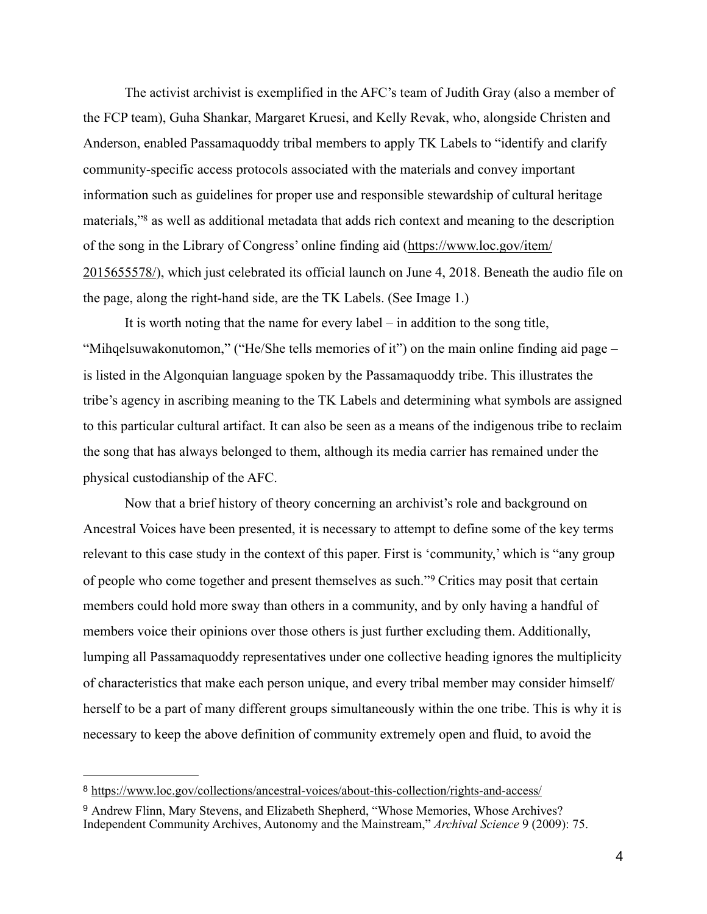The activist archivist is exemplified in the AFC's team of Judith Gray (also a member of the FCP team), Guha Shankar, Margaret Kruesi, and Kelly Revak, who, alongside Christen and Anderson, enabled Passamaquoddy tribal members to apply TK Labels to "identify and clarify community-specific access protocols associated with the materials and convey important information such as guidelines for proper use and responsible stewardship of cultural heritage materials,"[8] as well as additional metadata that adds rich context and meaning to the description of the song in the Library of Congress' online finding aid (https://www.loc.gov/item/2015655578/), which just celebrated its official launch on June 4, 2018. Beneath the audio file on the page, along the right-hand side, are the TK Labels. (See Image 1.)

It is worth noting that the name for every label – in addition to the song title, "Mihqelsuwakonutomon," ("He/She tells memories of it") on the main online finding aid page – is listed in the Algonquian language spoken by the Passamaquoddy tribe. This illustrates the tribe's agency in ascribing meaning to the TK Labels and determining what symbols are assigned to this particular cultural artifact. It can also be seen as a means of the indigenous tribe to reclaim the song that has always belonged to them, although its media carrier has remained under the physical custodianship of the AFC.

Now that a brief history of theory concerning an archivist's role and background on Ancestral Voices have been presented, it is necessary to attempt to define some of the key terms relevant to this case study in the context of this paper. First is 'community,' which is "any group of people who come together and present themselves as such."[9] Critics may posit that certain members could hold more sway than others in a community, and by only having a handful of members voice their opinions over those others is just further excluding them. Additionally, lumping all Passamaquoddy representatives under one collective heading ignores the multiplicity of characteristics that make each person unique, and every tribal member may consider himself/herself to be a part of many different groups simultaneously within the one tribe. This is why it is necessary to keep the above definition of community extremely open and fluid, to avoid the

---

[8] https://www.loc.gov/collections/ancestral-voices/about-this-collection/rights-and-access/

[9] Andrew Flinn, Mary Stevens, and Elizabeth Shepherd, "Whose Memories, Whose Archives? Independent Community Archives, Autonomy and the Mainstream," *Archival Science* 9 (2009): 75.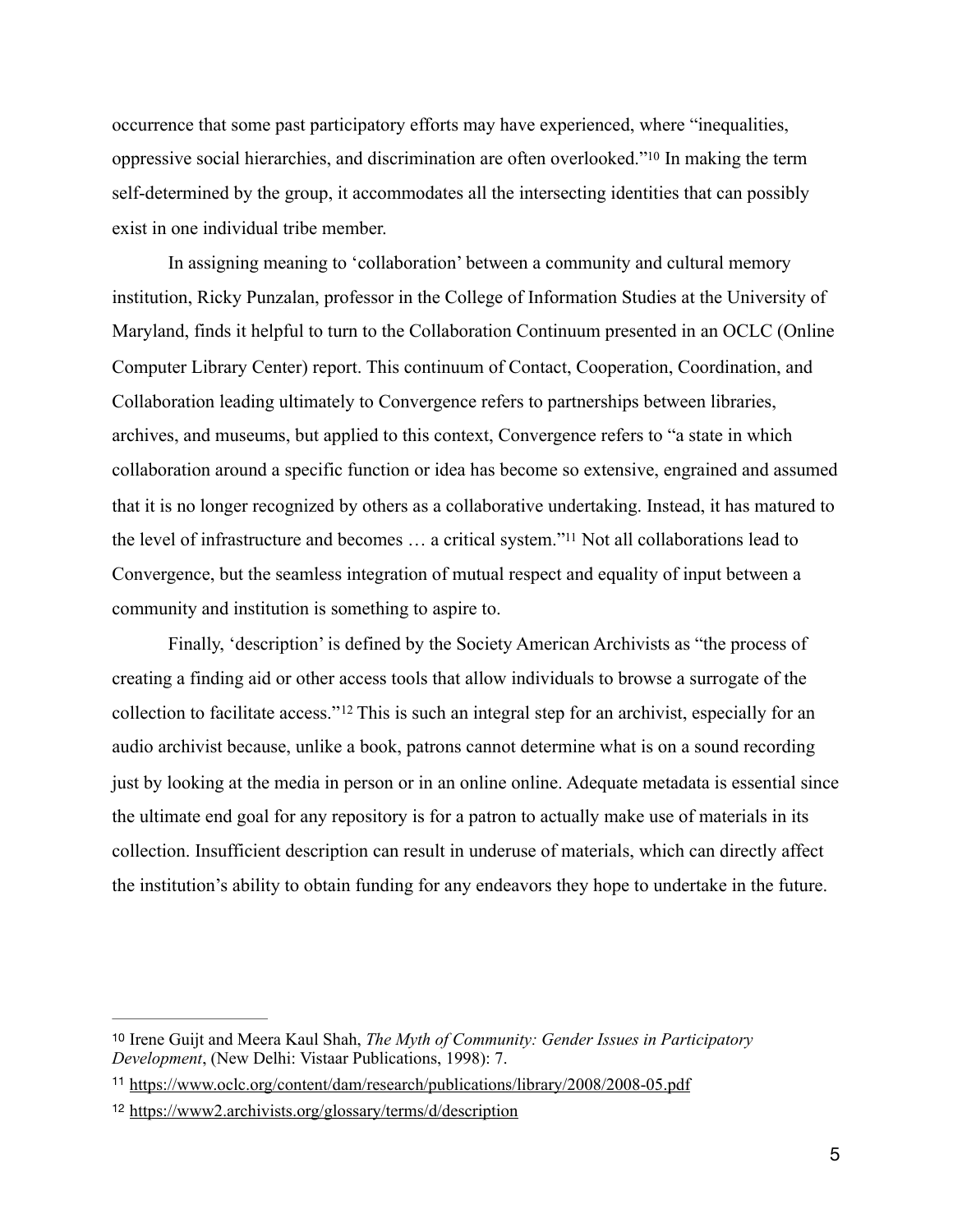occurrence that some past participatory efforts may have experienced, where "inequalities, oppressive social hierarchies, and discrimination are often overlooked."[10] In making the term self-determined by the group, it accommodates all the intersecting identities that can possibly exist in one individual tribe member.

In assigning meaning to 'collaboration' between a community and cultural memory institution, Ricky Punzalan, professor in the College of Information Studies at the University of Maryland, finds it helpful to turn to the Collaboration Continuum presented in an OCLC (Online Computer Library Center) report. This continuum of Contact, Cooperation, Coordination, and Collaboration leading ultimately to Convergence refers to partnerships between libraries, archives, and museums, but applied to this context, Convergence refers to "a state in which collaboration around a specific function or idea has become so extensive, engrained and assumed that it is no longer recognized by others as a collaborative undertaking. Instead, it has matured to the level of infrastructure and becomes … a critical system."[11] Not all collaborations lead to Convergence, but the seamless integration of mutual respect and equality of input between a community and institution is something to aspire to.

Finally, 'description' is defined by the Society American Archivists as "the process of creating a finding aid or other access tools that allow individuals to browse a surrogate of the collection to facilitate access."[12] This is such an integral step for an archivist, especially for an audio archivist because, unlike a book, patrons cannot determine what is on a sound recording just by looking at the media in person or in an online online. Adequate metadata is essential since the ultimate end goal for any repository is for a patron to actually make use of materials in its collection. Insufficient description can result in underuse of materials, which can directly affect the institution's ability to obtain funding for any endeavors they hope to undertake in the future.

---

[10] Irene Guijt and Meera Kaul Shah, *The Myth of Community: Gender Issues in Participatory Development*, (New Delhi: Vistaar Publications, 1998): 7.

[11] https://www.oclc.org/content/dam/research/publications/library/2008/2008-05.pdf

[12] https://www2.archivists.org/glossary/terms/d/description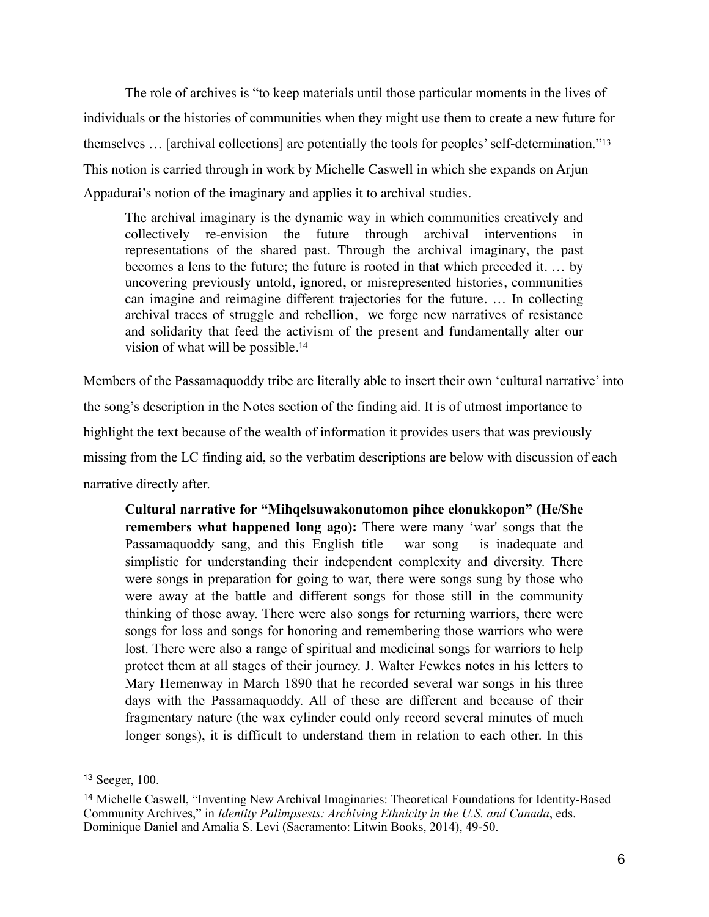The role of archives is "to keep materials until those particular moments in the lives of individuals or the histories of communities when they might use them to create a new future for themselves … [archival collections] are potentially the tools for peoples' self-determination."[13] This notion is carried through in work by Michelle Caswell in which she expands on Arjun Appadurai's notion of the imaginary and applies it to archival studies.

> The archival imaginary is the dynamic way in which communities creatively and collectively re-envision the future through archival interventions in representations of the shared past. Through the archival imaginary, the past becomes a lens to the future; the future is rooted in that which preceded it. … by uncovering previously untold, ignored, or misrepresented histories, communities can imagine and reimagine different trajectories for the future. … In collecting archival traces of struggle and rebellion, we forge new narratives of resistance and solidarity that feed the activism of the present and fundamentally alter our vision of what will be possible.[14]

Members of the Passamaquoddy tribe are literally able to insert their own 'cultural narrative' into the song's description in the Notes section of the finding aid. It is of utmost importance to highlight the text because of the wealth of information it provides users that was previously missing from the LC finding aid, so the verbatim descriptions are below with discussion of each narrative directly after.

> **Cultural narrative for "Mihqelsuwakonutomon pihce elonukkopon" (He/She remembers what happened long ago):** There were many 'war' songs that the Passamaquoddy sang, and this English title – war song – is inadequate and simplistic for understanding their independent complexity and diversity. There were songs in preparation for going to war, there were songs sung by those who were away at the battle and different songs for those still in the community thinking of those away. There were also songs for returning warriors, there were songs for loss and songs for honoring and remembering those warriors who were lost. There were also a range of spiritual and medicinal songs for warriors to help protect them at all stages of their journey. J. Walter Fewkes notes in his letters to Mary Hemenway in March 1890 that he recorded several war songs in his three days with the Passamaquoddy. All of these are different and because of their fragmentary nature (the wax cylinder could only record several minutes of much longer songs), it is difficult to understand them in relation to each other. In this

---

[13] Seeger, 100.

[14] Michelle Caswell, "Inventing New Archival Imaginaries: Theoretical Foundations for Identity-Based Community Archives," in *Identity Palimpsests: Archiving Ethnicity in the U.S. and Canada*, eds. Dominique Daniel and Amalia S. Levi (Sacramento: Litwin Books, 2014), 49-50.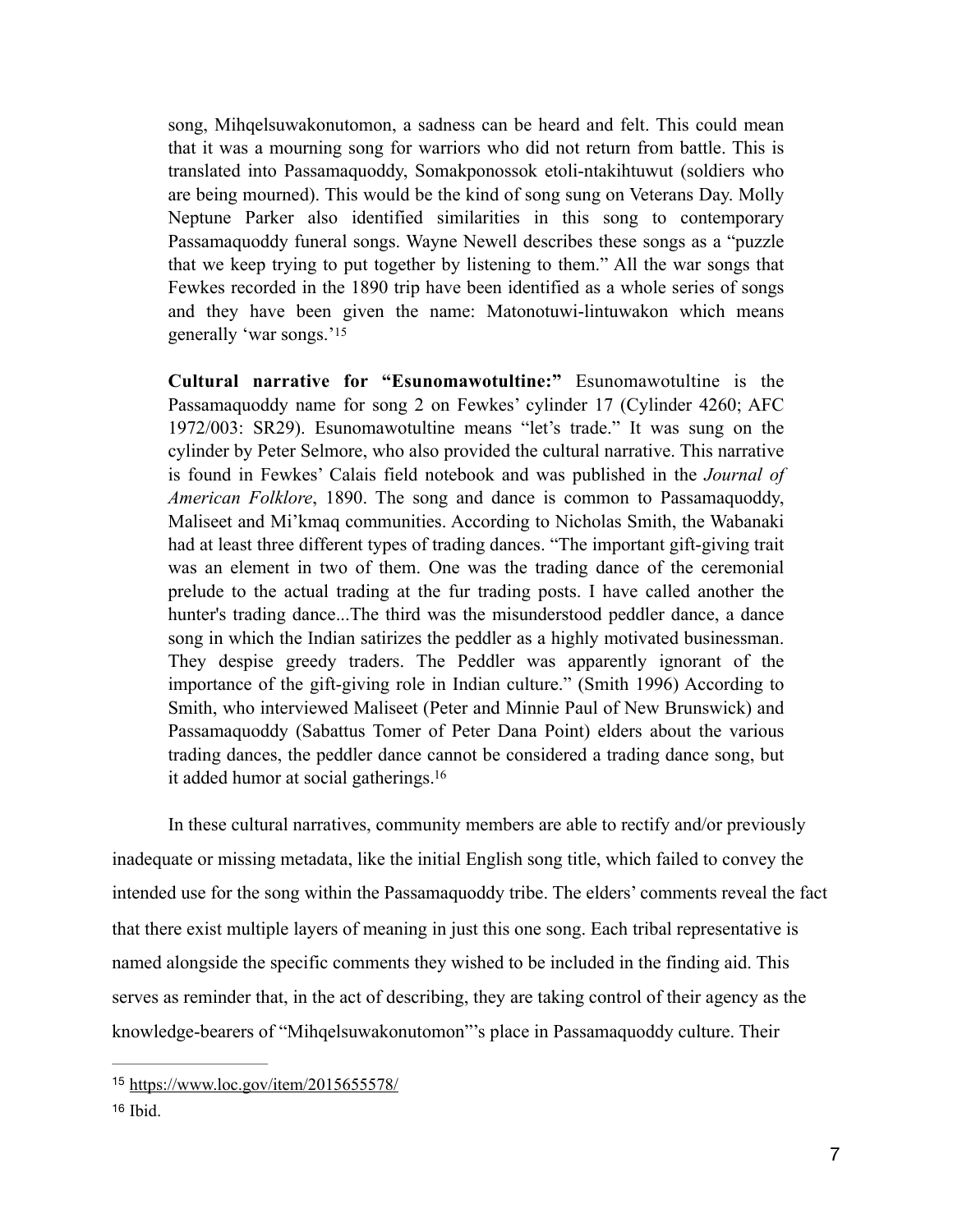> song, Mihqelsuwakonutomon, a sadness can be heard and felt. This could mean that it was a mourning song for warriors who did not return from battle. This is translated into Passamaquoddy, Somakponossok etoli-ntakihtuwut (soldiers who are being mourned). This would be the kind of song sung on Veterans Day. Molly Neptune Parker also identified similarities in this song to contemporary Passamaquoddy funeral songs. Wayne Newell describes these songs as a "puzzle that we keep trying to put together by listening to them." All the war songs that Fewkes recorded in the 1890 trip have been identified as a whole series of songs and they have been given the name: Matonotuwi-lintuwakon which means generally 'war songs.'[15]
>
> **Cultural narrative for "Esunomawotultine:"** Esunomawotultine is the Passamaquoddy name for song 2 on Fewkes' cylinder 17 (Cylinder 4260; AFC 1972/003: SR29). Esunomawotultine means "let's trade." It was sung on the cylinder by Peter Selmore, who also provided the cultural narrative. This narrative is found in Fewkes' Calais field notebook and was published in the *Journal of American Folklore*, 1890. The song and dance is common to Passamaquoddy, Maliseet and Mi'kmaq communities. According to Nicholas Smith, the Wabanaki had at least three different types of trading dances. "The important gift-giving trait was an element in two of them. One was the trading dance of the ceremonial prelude to the actual trading at the fur trading posts. I have called another the hunter's trading dance...The third was the misunderstood peddler dance, a dance song in which the Indian satirizes the peddler as a highly motivated businessman. They despise greedy traders. The Peddler was apparently ignorant of the importance of the gift-giving role in Indian culture." (Smith 1996) According to Smith, who interviewed Maliseet (Peter and Minnie Paul of New Brunswick) and Passamaquoddy (Sabattus Tomer of Peter Dana Point) elders about the various trading dances, the peddler dance cannot be considered a trading dance song, but it added humor at social gatherings.[16]

In these cultural narratives, community members are able to rectify and/or previously inadequate or missing metadata, like the initial English song title, which failed to convey the intended use for the song within the Passamaquoddy tribe. The elders' comments reveal the fact that there exist multiple layers of meaning in just this one song. Each tribal representative is named alongside the specific comments they wished to be included in the finding aid. This serves as reminder that, in the act of describing, they are taking control of their agency as the knowledge-bearers of "Mihqelsuwakonutomon"'s place in Passamaquoddy culture. Their

---

[15] https://www.loc.gov/item/2015655578/

[16] Ibid.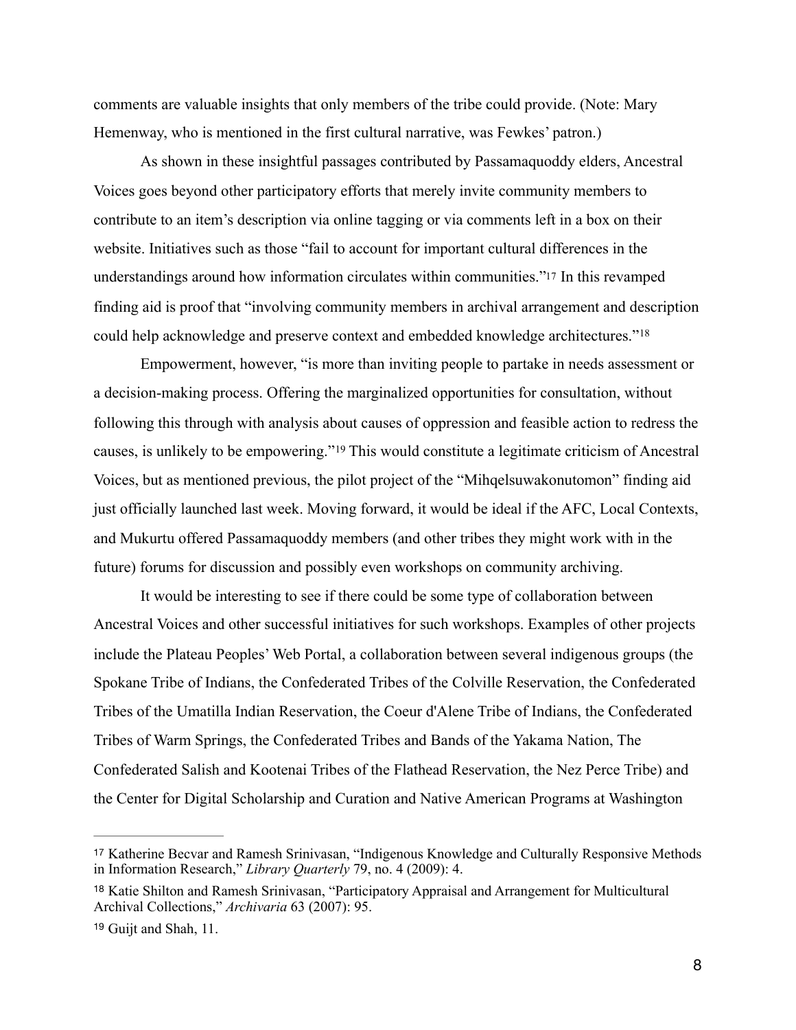comments are valuable insights that only members of the tribe could provide. (Note: Mary Hemenway, who is mentioned in the first cultural narrative, was Fewkes' patron.)

As shown in these insightful passages contributed by Passamaquoddy elders, Ancestral Voices goes beyond other participatory efforts that merely invite community members to contribute to an item's description via online tagging or via comments left in a box on their website. Initiatives such as those "fail to account for important cultural differences in the understandings around how information circulates within communities."[17] In this revamped finding aid is proof that "involving community members in archival arrangement and description could help acknowledge and preserve context and embedded knowledge architectures."[18]

Empowerment, however, "is more than inviting people to partake in needs assessment or a decision-making process. Offering the marginalized opportunities for consultation, without following this through with analysis about causes of oppression and feasible action to redress the causes, is unlikely to be empowering."[19] This would constitute a legitimate criticism of Ancestral Voices, but as mentioned previous, the pilot project of the "Mihqelsuwakonutomon" finding aid just officially launched last week. Moving forward, it would be ideal if the AFC, Local Contexts, and Mukurtu offered Passamaquoddy members (and other tribes they might work with in the future) forums for discussion and possibly even workshops on community archiving.

It would be interesting to see if there could be some type of collaboration between Ancestral Voices and other successful initiatives for such workshops. Examples of other projects include the Plateau Peoples' Web Portal, a collaboration between several indigenous groups (the Spokane Tribe of Indians, the Confederated Tribes of the Colville Reservation, the Confederated Tribes of the Umatilla Indian Reservation, the Coeur d'Alene Tribe of Indians, the Confederated Tribes of Warm Springs, the Confederated Tribes and Bands of the Yakama Nation, The Confederated Salish and Kootenai Tribes of the Flathead Reservation, the Nez Perce Tribe) and the Center for Digital Scholarship and Curation and Native American Programs at Washington

---

[17] Katherine Becvar and Ramesh Srinivasan, "Indigenous Knowledge and Culturally Responsive Methods in Information Research," *Library Quarterly* 79, no. 4 (2009): 4.

[18] Katie Shilton and Ramesh Srinivasan, "Participatory Appraisal and Arrangement for Multicultural Archival Collections," *Archivaria* 63 (2007): 95.

[19] Guijt and Shah, 11.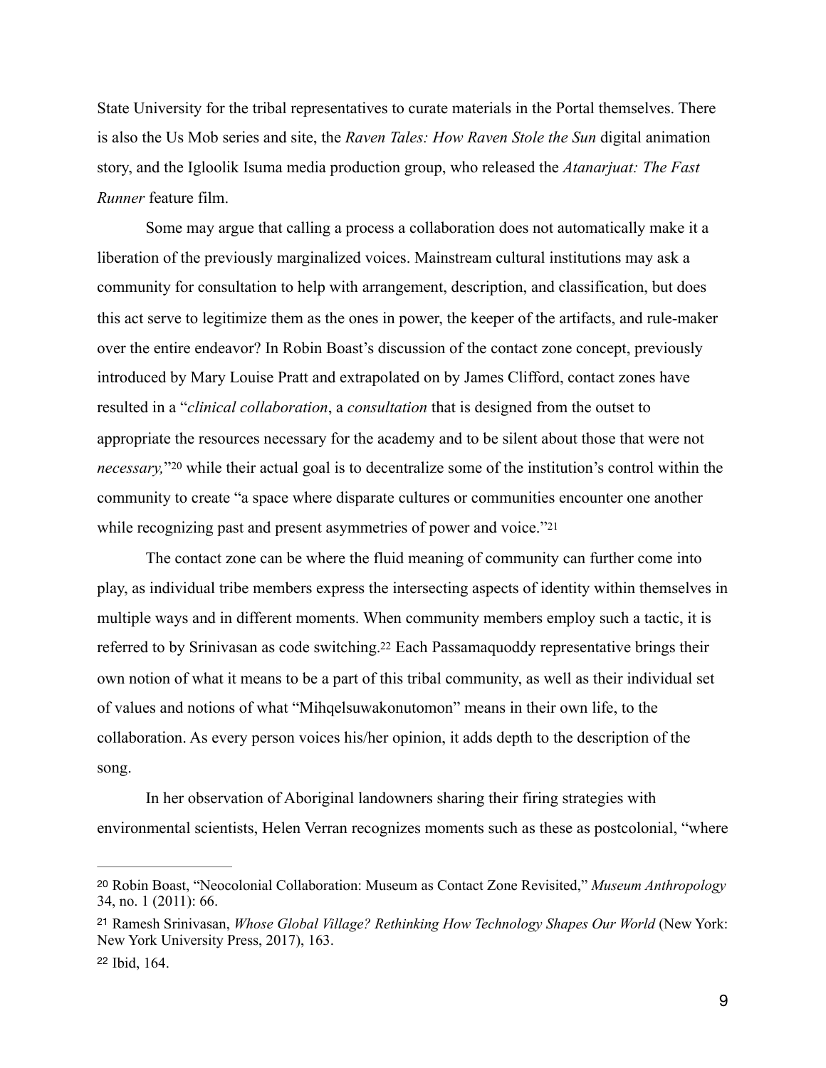State University for the tribal representatives to curate materials in the Portal themselves. There is also the Us Mob series and site, the *Raven Tales: How Raven Stole the Sun* digital animation story, and the Igloolik Isuma media production group, who released the *Atanarjuat: The Fast Runner* feature film.

Some may argue that calling a process a collaboration does not automatically make it a liberation of the previously marginalized voices. Mainstream cultural institutions may ask a community for consultation to help with arrangement, description, and classification, but does this act serve to legitimize them as the ones in power, the keeper of the artifacts, and rule-maker over the entire endeavor? In Robin Boast's discussion of the contact zone concept, previously introduced by Mary Louise Pratt and extrapolated on by James Clifford, contact zones have resulted in a "*clinical collaboration*, a *consultation* that is designed from the outset to appropriate the resources necessary for the academy and to be silent about those that were not *necessary,*"[20] while their actual goal is to decentralize some of the institution's control within the community to create "a space where disparate cultures or communities encounter one another while recognizing past and present asymmetries of power and voice."[21]

The contact zone can be where the fluid meaning of community can further come into play, as individual tribe members express the intersecting aspects of identity within themselves in multiple ways and in different moments. When community members employ such a tactic, it is referred to by Srinivasan as code switching.[22] Each Passamaquoddy representative brings their own notion of what it means to be a part of this tribal community, as well as their individual set of values and notions of what "Mihqelsuwakonutomon" means in their own life, to the collaboration. As every person voices his/her opinion, it adds depth to the description of the song.

In her observation of Aboriginal landowners sharing their firing strategies with environmental scientists, Helen Verran recognizes moments such as these as postcolonial, "where

---

[20] Robin Boast, "Neocolonial Collaboration: Museum as Contact Zone Revisited," *Museum Anthropology* 34, no. 1 (2011): 66.

[21] Ramesh Srinivasan, *Whose Global Village? Rethinking How Technology Shapes Our World* (New York: New York University Press, 2017), 163.

[22] Ibid, 164.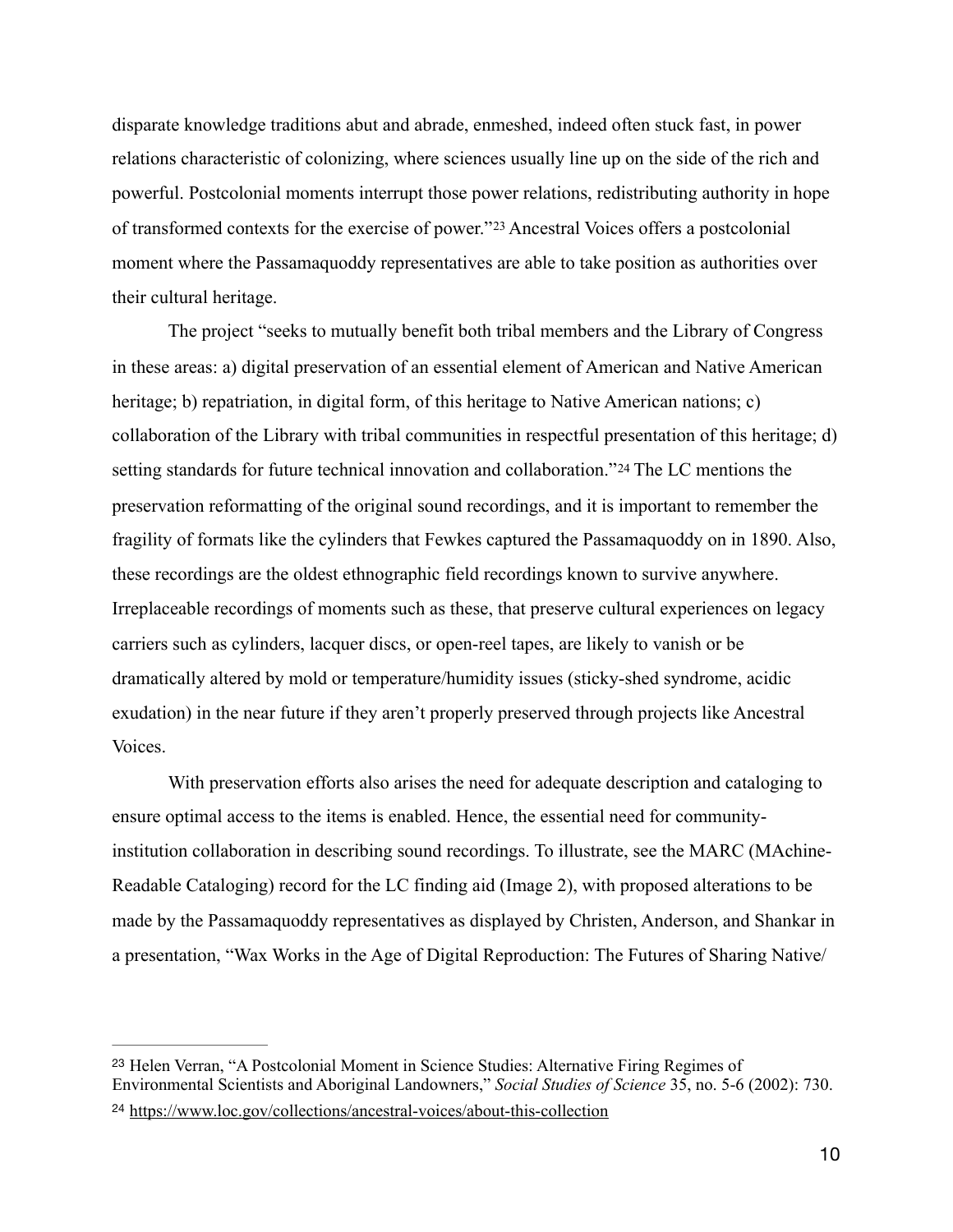disparate knowledge traditions abut and abrade, enmeshed, indeed often stuck fast, in power relations characteristic of colonizing, where sciences usually line up on the side of the rich and powerful. Postcolonial moments interrupt those power relations, redistributing authority in hope of transformed contexts for the exercise of power."[23] Ancestral Voices offers a postcolonial moment where the Passamaquoddy representatives are able to take position as authorities over their cultural heritage.

The project "seeks to mutually benefit both tribal members and the Library of Congress in these areas: a) digital preservation of an essential element of American and Native American heritage; b) repatriation, in digital form, of this heritage to Native American nations; c) collaboration of the Library with tribal communities in respectful presentation of this heritage; d) setting standards for future technical innovation and collaboration."[24] The LC mentions the preservation reformatting of the original sound recordings, and it is important to remember the fragility of formats like the cylinders that Fewkes captured the Passamaquoddy on in 1890. Also, these recordings are the oldest ethnographic field recordings known to survive anywhere. Irreplaceable recordings of moments such as these, that preserve cultural experiences on legacy carriers such as cylinders, lacquer discs, or open-reel tapes, are likely to vanish or be dramatically altered by mold or temperature/humidity issues (sticky-shed syndrome, acidic exudation) in the near future if they aren't properly preserved through projects like Ancestral Voices.

With preservation efforts also arises the need for adequate description and cataloging to ensure optimal access to the items is enabled. Hence, the essential need for community-institution collaboration in describing sound recordings. To illustrate, see the MARC (MAchine-Readable Cataloging) record for the LC finding aid (Image 2), with proposed alterations to be made by the Passamaquoddy representatives as displayed by Christen, Anderson, and Shankar in a presentation, "Wax Works in the Age of Digital Reproduction: The Futures of Sharing Native/

---

[23] Helen Verran, "A Postcolonial Moment in Science Studies: Alternative Firing Regimes of Environmental Scientists and Aboriginal Landowners," *Social Studies of Science* 35, no. 5-6 (2002): 730.

[24] https://www.loc.gov/collections/ancestral-voices/about-this-collection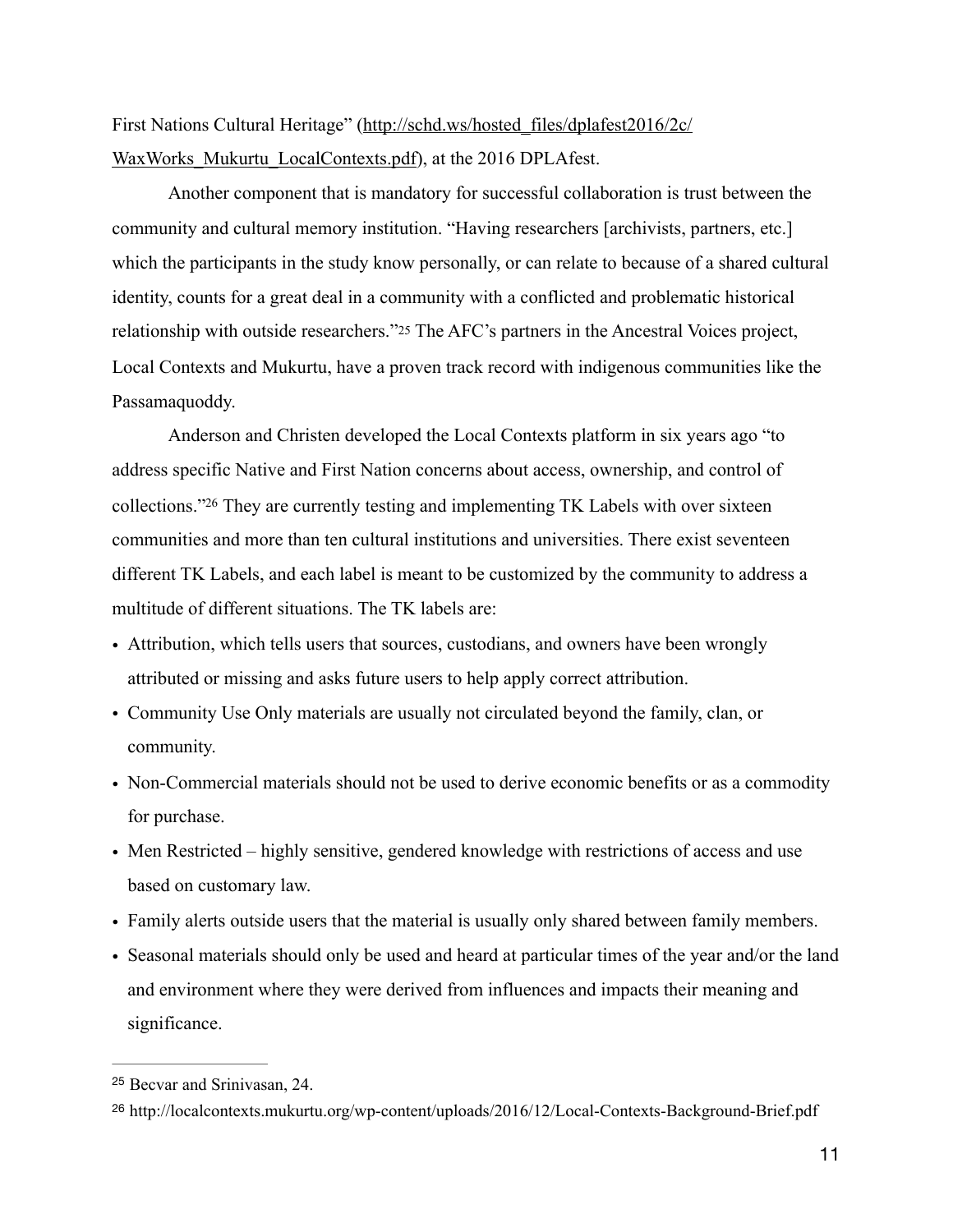First Nations Cultural Heritage" (http://schd.ws/hosted_files/dplafest2016/2c/WaxWorks_Mukurtu_LocalContexts.pdf), at the 2016 DPLAfest.

Another component that is mandatory for successful collaboration is trust between the community and cultural memory institution. "Having researchers [archivists, partners, etc.] which the participants in the study know personally, or can relate to because of a shared cultural identity, counts for a great deal in a community with a conflicted and problematic historical relationship with outside researchers."[25] The AFC's partners in the Ancestral Voices project, Local Contexts and Mukurtu, have a proven track record with indigenous communities like the Passamaquoddy.

Anderson and Christen developed the Local Contexts platform in six years ago "to address specific Native and First Nation concerns about access, ownership, and control of collections."[26] They are currently testing and implementing TK Labels with over sixteen communities and more than ten cultural institutions and universities. There exist seventeen different TK Labels, and each label is meant to be customized by the community to address a multitude of different situations. The TK labels are:

- Attribution, which tells users that sources, custodians, and owners have been wrongly attributed or missing and asks future users to help apply correct attribution.
- Community Use Only materials are usually not circulated beyond the family, clan, or community.
- Non-Commercial materials should not be used to derive economic benefits or as a commodity for purchase.
- Men Restricted – highly sensitive, gendered knowledge with restrictions of access and use based on customary law.
- Family alerts outside users that the material is usually only shared between family members.
- Seasonal materials should only be used and heard at particular times of the year and/or the land and environment where they were derived from influences and impacts their meaning and significance.

---

[25] Becvar and Srinivasan, 24.

[26] http://localcontexts.mukurtu.org/wp-content/uploads/2016/12/Local-Contexts-Background-Brief.pdf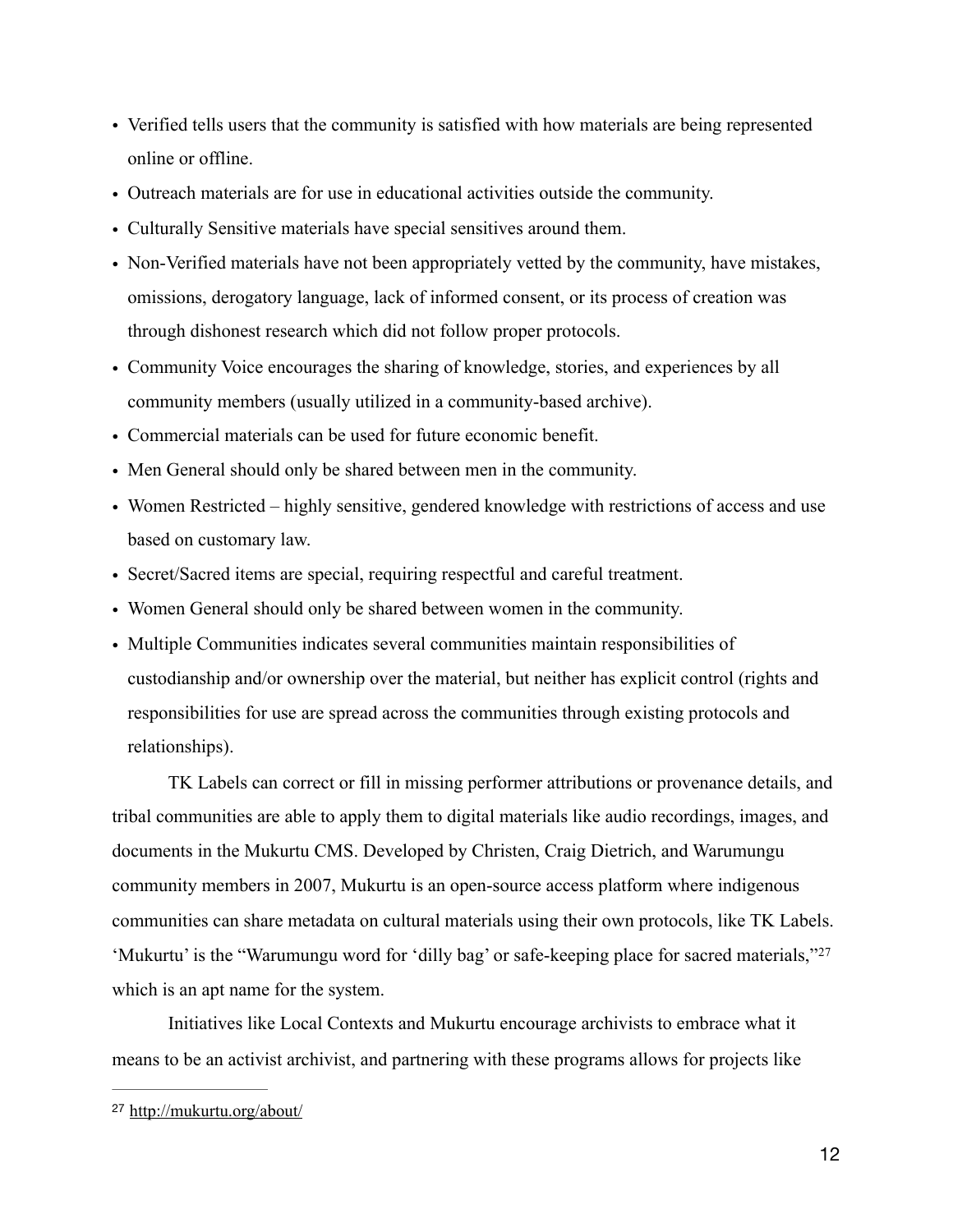- Verified tells users that the community is satisfied with how materials are being represented online or offline.
- Outreach materials are for use in educational activities outside the community.
- Culturally Sensitive materials have special sensitives around them.
- Non-Verified materials have not been appropriately vetted by the community, have mistakes, omissions, derogatory language, lack of informed consent, or its process of creation was through dishonest research which did not follow proper protocols.
- Community Voice encourages the sharing of knowledge, stories, and experiences by all community members (usually utilized in a community-based archive).
- Commercial materials can be used for future economic benefit.
- Men General should only be shared between men in the community.
- Women Restricted – highly sensitive, gendered knowledge with restrictions of access and use based on customary law.
- Secret/Sacred items are special, requiring respectful and careful treatment.
- Women General should only be shared between women in the community.
- Multiple Communities indicates several communities maintain responsibilities of custodianship and/or ownership over the material, but neither has explicit control (rights and responsibilities for use are spread across the communities through existing protocols and relationships).

TK Labels can correct or fill in missing performer attributions or provenance details, and tribal communities are able to apply them to digital materials like audio recordings, images, and documents in the Mukurtu CMS. Developed by Christen, Craig Dietrich, and Warumungu community members in 2007, Mukurtu is an open-source access platform where indigenous communities can share metadata on cultural materials using their own protocols, like TK Labels. 'Mukurtu' is the "Warumungu word for 'dilly bag' or safe-keeping place for sacred materials,"[27] which is an apt name for the system.

Initiatives like Local Contexts and Mukurtu encourage archivists to embrace what it means to be an activist archivist, and partnering with these programs allows for projects like

[27] http://mukurtu.org/about/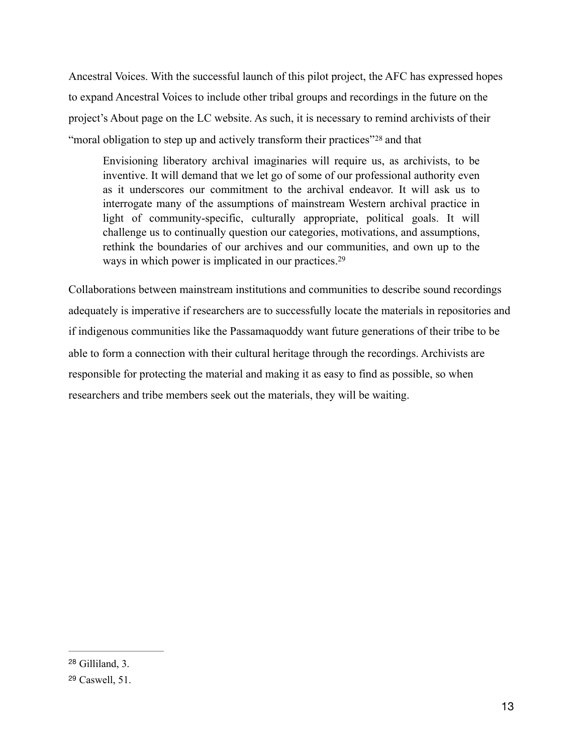Ancestral Voices. With the successful launch of this pilot project, the AFC has expressed hopes to expand Ancestral Voices to include other tribal groups and recordings in the future on the project's About page on the LC website. As such, it is necessary to remind archivists of their "moral obligation to step up and actively transform their practices"[28] and that

> Envisioning liberatory archival imaginaries will require us, as archivists, to be inventive. It will demand that we let go of some of our professional authority even as it underscores our commitment to the archival endeavor. It will ask us to interrogate many of the assumptions of mainstream Western archival practice in light of community-specific, culturally appropriate, political goals. It will challenge us to continually question our categories, motivations, and assumptions, rethink the boundaries of our archives and our communities, and own up to the ways in which power is implicated in our practices.[29]

Collaborations between mainstream institutions and communities to describe sound recordings adequately is imperative if researchers are to successfully locate the materials in repositories and if indigenous communities like the Passamaquoddy want future generations of their tribe to be able to form a connection with their cultural heritage through the recordings. Archivists are responsible for protecting the material and making it as easy to find as possible, so when researchers and tribe members seek out the materials, they will be waiting.

---

[28] Gilliland, 3.

[29] Caswell, 51.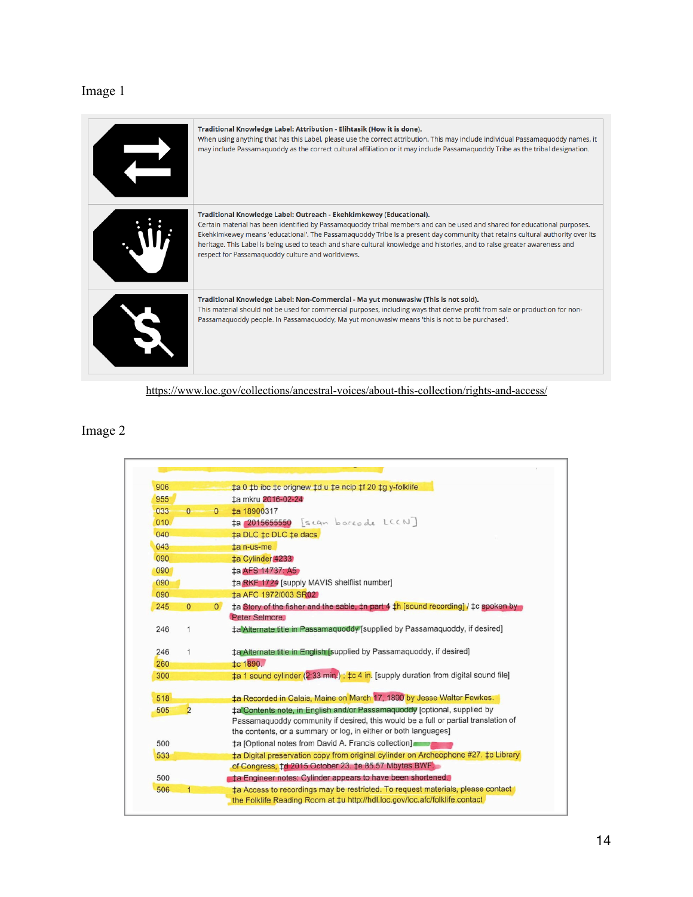Image 1

| | |
|---|---|
| | **Traditional Knowledge Label: Attribution - Elihtasik (How it is done).** When using anything that has this Label, please use the correct attribution. This may include individual Passamaquoddy names, it may include Passamaquoddy as the correct cultural affiliation or it may include Passamaquoddy Tribe as the tribal designation. |
| | **Traditional Knowledge Label: Outreach - Ekehkimkewey (Educational).** Certain material has been identified by Passamaquoddy tribal members and can be used and shared for educational purposes. Ekehkimkewey means 'educational'. The Passamaquoddy Tribe is a present day community that retains cultural authority over its heritage. This Label is being used to teach and share cultural knowledge and histories, and to raise greater awareness and respect for Passamaquoddy culture and worldviews. |
| | **Traditional Knowledge Label: Non-Commercial - Ma yut monuwasiw (This is not sold).** This material should not be used for commercial purposes, including ways that derive profit from sale or production for non-Passamaquoddy people. In Passamaquoddy, Ma yut monuwasiw means 'this is not to be purchased'. |

https://www.loc.gov/collections/ancestral-voices/about-this-collection/rights-and-access/

Image 2

| Field | Ind1 | Ind2 | Content |
|---|---|---|---|
| 906 | | | ‡a 0 ‡b ibc ‡c orignew ‡d u ‡e ncip ‡f 20 ‡g y-folklife |
| 955 | | | ‡a mkru 2016-02-24 |
| 033 | 0 | 0 | ‡a 18900317 |
| 010 | | | ‡a 2015655550 [scan barcode LCCN] |
| 040 | | | ‡a DLC ‡c DLC ‡e dacs |
| 043 | | | ‡a n-us-me |
| 090 | | | ‡a Cylinder 4233 |
| 090 | | | ‡a AFS 14737: A5 |
| 090 | | | ‡a RKF 1724 [supply MAVIS shelflist number] |
| 090 | | | ‡a AFC 1972/003 SR02 |
| 245 | 0 | 0 | ‡a Story of the fisher and the sable, ‡n part 4 ‡h [sound recording] / ‡c spoken by Peter Selmore. |
| 246 | 1 | | ‡a Alternate title in Passamaquoddy [supplied by Passamaquoddy, if desired] |
| 246 | 1 | | ‡a Alternate title in English [supplied by Passamaquoddy, if desired] |
| 260 | | | ‡c 1890. |
| 300 | | | ‡a 1 sound cylinder (2:33 min.) ; ‡c 4 in. [supply duration from digital sound file] |
| 518 | | | ‡a Recorded in Calais, Maine on March 17, 1890 by Jesse Walter Fewkes. |
| 505 | 2 | | ‡a Contents note, in English and/or Passamaquoddy [optional, supplied by Passamaquoddy community if desired, this would be a full or partial translation of the contents, or a summary or log, in either or both languages] |
| 500 | | | ‡a [Optional notes from David A. Francis collection] |
| 533 | | | ‡a Digital preservation copy from original cylinder on Archeophone #27. ‡c Library of Congress, ‡d 2015 October 23. ‡e 85.57 Mbytes BWF. |
| 500 | | | ‡a Engineer notes: Cylinder appears to have been shortened. |
| 506 | 1 | | ‡a Access to recordings may be restricted. To request materials, please contact the Folklife Reading Room at ‡u http://hdl.loc.gov/loc.afc/folklife.contact |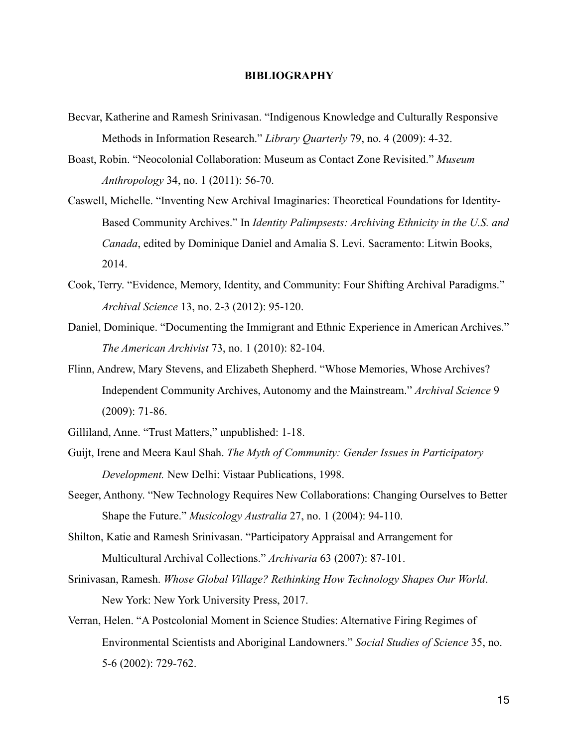# BIBLIOGRAPHY

Becvar, Katherine and Ramesh Srinivasan. "Indigenous Knowledge and Culturally Responsive Methods in Information Research." *Library Quarterly* 79, no. 4 (2009): 4-32.

Boast, Robin. "Neocolonial Collaboration: Museum as Contact Zone Revisited." *Museum Anthropology* 34, no. 1 (2011): 56-70.

Caswell, Michelle. "Inventing New Archival Imaginaries: Theoretical Foundations for Identity-Based Community Archives." In *Identity Palimpsests: Archiving Ethnicity in the U.S. and Canada*, edited by Dominique Daniel and Amalia S. Levi. Sacramento: Litwin Books, 2014.

Cook, Terry. "Evidence, Memory, Identity, and Community: Four Shifting Archival Paradigms." *Archival Science* 13, no. 2-3 (2012): 95-120.

Daniel, Dominique. "Documenting the Immigrant and Ethnic Experience in American Archives." *The American Archivist* 73, no. 1 (2010): 82-104.

Flinn, Andrew, Mary Stevens, and Elizabeth Shepherd. "Whose Memories, Whose Archives? Independent Community Archives, Autonomy and the Mainstream." *Archival Science* 9 (2009): 71-86.

Gilliland, Anne. "Trust Matters," unpublished: 1-18.

Guijt, Irene and Meera Kaul Shah. *The Myth of Community: Gender Issues in Participatory Development.* New Delhi: Vistaar Publications, 1998.

Seeger, Anthony. "New Technology Requires New Collaborations: Changing Ourselves to Better Shape the Future." *Musicology Australia* 27, no. 1 (2004): 94-110.

Shilton, Katie and Ramesh Srinivasan. "Participatory Appraisal and Arrangement for Multicultural Archival Collections." *Archivaria* 63 (2007): 87-101.

Srinivasan, Ramesh. *Whose Global Village? Rethinking How Technology Shapes Our World*. New York: New York University Press, 2017.

Verran, Helen. "A Postcolonial Moment in Science Studies: Alternative Firing Regimes of Environmental Scientists and Aboriginal Landowners." *Social Studies of Science* 35, no. 5-6 (2002): 729-762.